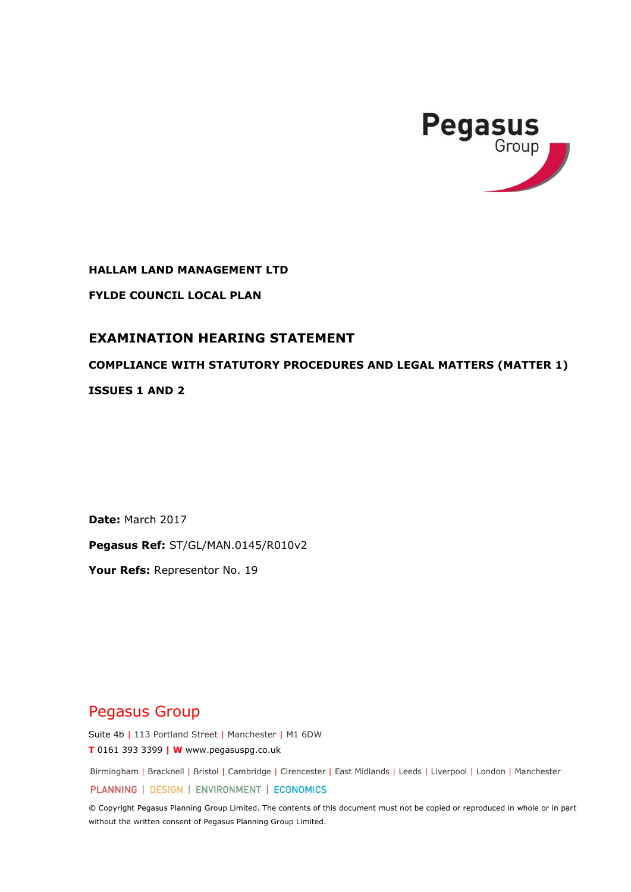Pegasus Group

**HALLAM LAND MANAGEMENT LTD**

**FYLDE COUNCIL LOCAL PLAN**

# EXAMINATION HEARING STATEMENT

## COMPLIANCE WITH STATUTORY PROCEDURES AND LEGAL MATTERS (MATTER 1)

## ISSUES 1 AND 2

**Date:** March 2017

**Pegasus Ref:** ST/GL/MAN.0145/R010v2

**Your Refs:** Representor No. 19

Pegasus Group

Suite 4b | 113 Portland Street | Manchester | M1 6DW

**T** 0161 393 3399 | **W** www.pegasuspg.co.uk

Birmingham | Bracknell | Bristol | Cambridge | Cirencester | East Midlands | Leeds | Liverpool | London | Manchester

PLANNING | DESIGN | ENVIRONMENT | ECONOMICS

© Copyright Pegasus Planning Group Limited. The contents of this document must not be copied or reproduced in whole or in part without the written consent of Pegasus Planning Group Limited.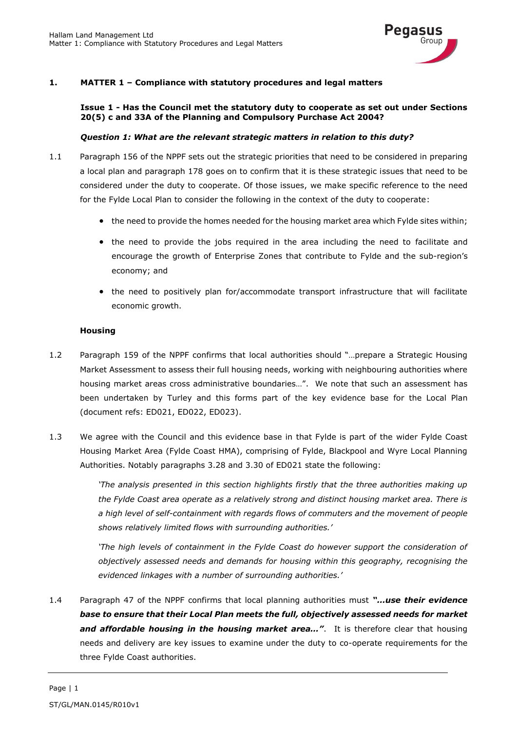## 1. MATTER 1 – Compliance with statutory procedures and legal matters

**Issue 1 - Has the Council met the statutory duty to cooperate as set out under Sections 20(5) c and 33A of the Planning and Compulsory Purchase Act 2004?**

***Question 1: What are the relevant strategic matters in relation to this duty?***

1.1 Paragraph 156 of the NPPF sets out the strategic priorities that need to be considered in preparing a local plan and paragraph 178 goes on to confirm that it is these strategic issues that need to be considered under the duty to cooperate. Of those issues, we make specific reference to the need for the Fylde Local Plan to consider the following in the context of the duty to cooperate:

- the need to provide the homes needed for the housing market area which Fylde sites within;
- the need to provide the jobs required in the area including the need to facilitate and encourage the growth of Enterprise Zones that contribute to Fylde and the sub-region's economy; and
- the need to positively plan for/accommodate transport infrastructure that will facilitate economic growth.

### Housing

1.2 Paragraph 159 of the NPPF confirms that local authorities should "…prepare a Strategic Housing Market Assessment to assess their full housing needs, working with neighbouring authorities where housing market areas cross administrative boundaries…". We note that such an assessment has been undertaken by Turley and this forms part of the key evidence base for the Local Plan (document refs: ED021, ED022, ED023).

1.3 We agree with the Council and this evidence base in that Fylde is part of the wider Fylde Coast Housing Market Area (Fylde Coast HMA), comprising of Fylde, Blackpool and Wyre Local Planning Authorities. Notably paragraphs 3.28 and 3.30 of ED021 state the following:

> *'The analysis presented in this section highlights firstly that the three authorities making up the Fylde Coast area operate as a relatively strong and distinct housing market area. There is a high level of self-containment with regards flows of commuters and the movement of people shows relatively limited flows with surrounding authorities.'*
>
> *'The high levels of containment in the Fylde Coast do however support the consideration of objectively assessed needs and demands for housing within this geography, recognising the evidenced linkages with a number of surrounding authorities.'*

1.4 Paragraph 47 of the NPPF confirms that local planning authorities must ***"…use their evidence base to ensure that their Local Plan meets the full, objectively assessed needs for market and affordable housing in the housing market area…"***. It is therefore clear that housing needs and delivery are key issues to examine under the duty to co-operate requirements for the three Fylde Coast authorities.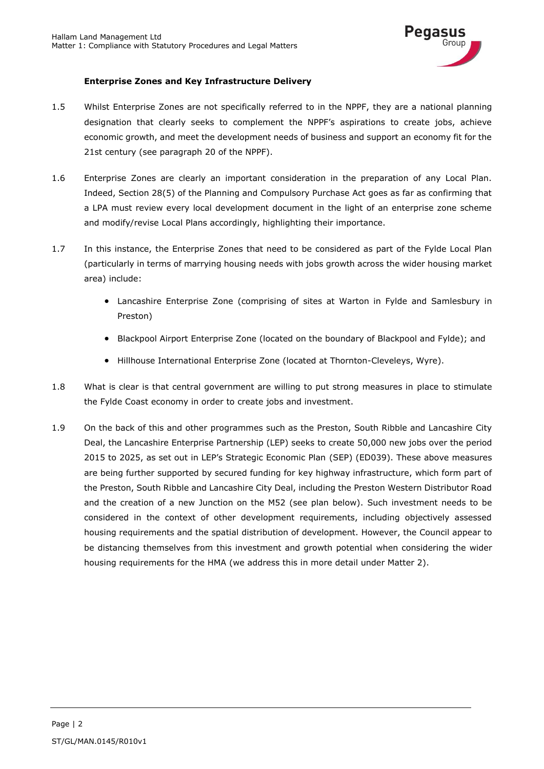### Enterprise Zones and Key Infrastructure Delivery

1.5 Whilst Enterprise Zones are not specifically referred to in the NPPF, they are a national planning designation that clearly seeks to complement the NPPF's aspirations to create jobs, achieve economic growth, and meet the development needs of business and support an economy fit for the 21st century (see paragraph 20 of the NPPF).

1.6 Enterprise Zones are clearly an important consideration in the preparation of any Local Plan. Indeed, Section 28(5) of the Planning and Compulsory Purchase Act goes as far as confirming that a LPA must review every local development document in the light of an enterprise zone scheme and modify/revise Local Plans accordingly, highlighting their importance.

1.7 In this instance, the Enterprise Zones that need to be considered as part of the Fylde Local Plan (particularly in terms of marrying housing needs with jobs growth across the wider housing market area) include:

- Lancashire Enterprise Zone (comprising of sites at Warton in Fylde and Samlesbury in Preston)
- Blackpool Airport Enterprise Zone (located on the boundary of Blackpool and Fylde); and
- Hillhouse International Enterprise Zone (located at Thornton-Cleveleys, Wyre).

1.8 What is clear is that central government are willing to put strong measures in place to stimulate the Fylde Coast economy in order to create jobs and investment.

1.9 On the back of this and other programmes such as the Preston, South Ribble and Lancashire City Deal, the Lancashire Enterprise Partnership (LEP) seeks to create 50,000 new jobs over the period 2015 to 2025, as set out in LEP's Strategic Economic Plan (SEP) (ED039). These above measures are being further supported by secured funding for key highway infrastructure, which form part of the Preston, South Ribble and Lancashire City Deal, including the Preston Western Distributor Road and the creation of a new Junction on the M52 (see plan below). Such investment needs to be considered in the context of other development requirements, including objectively assessed housing requirements and the spatial distribution of development. However, the Council appear to be distancing themselves from this investment and growth potential when considering the wider housing requirements for the HMA (we address this in more detail under Matter 2).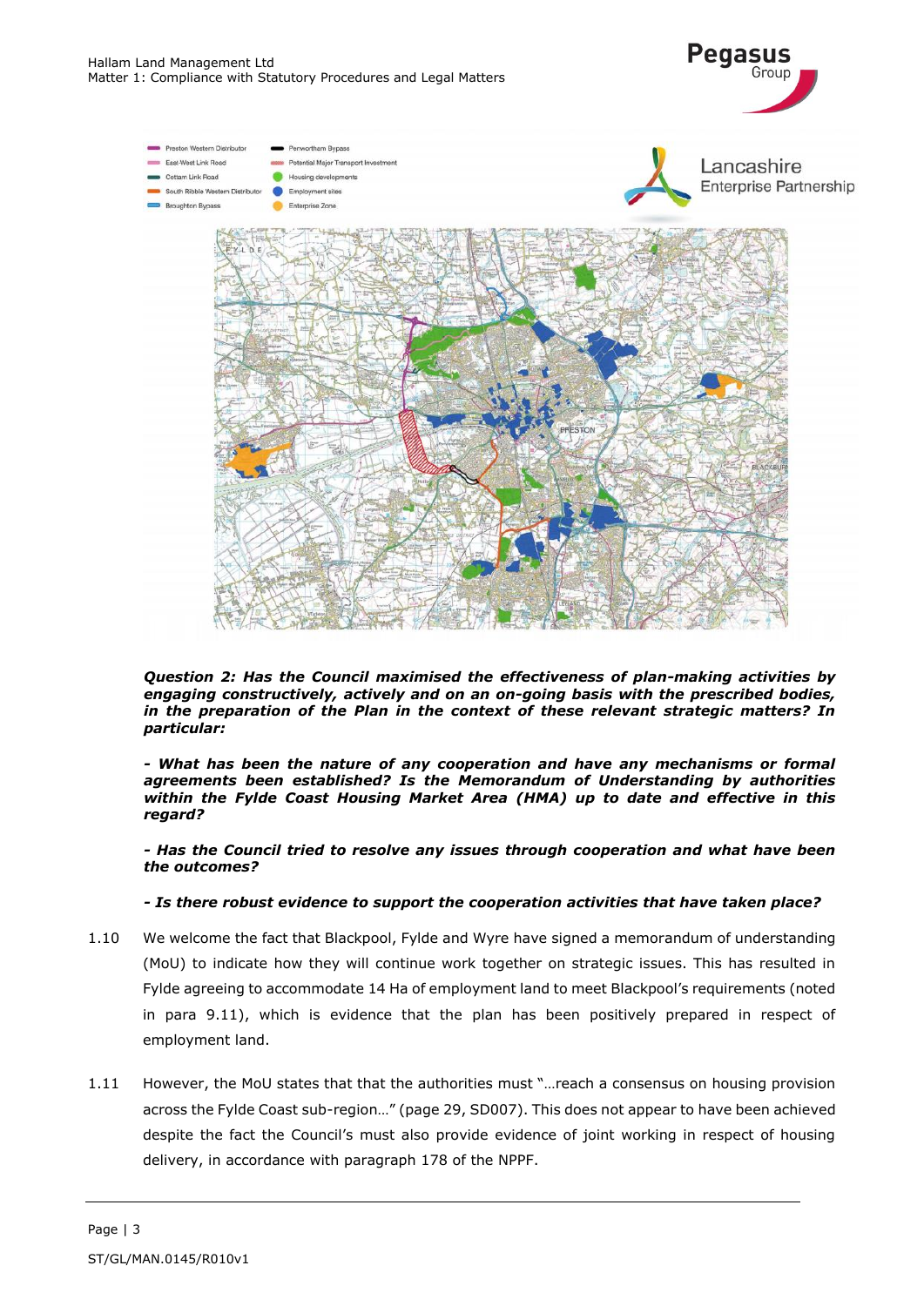***Question 2: Has the Council maximised the effectiveness of plan-making activities by engaging constructively, actively and on an on-going basis with the prescribed bodies, in the preparation of the Plan in the context of these relevant strategic matters? In particular:***

***- What has been the nature of any cooperation and have any mechanisms or formal agreements been established? Is the Memorandum of Understanding by authorities within the Fylde Coast Housing Market Area (HMA) up to date and effective in this regard?***

***- Has the Council tried to resolve any issues through cooperation and what have been the outcomes?***

***- Is there robust evidence to support the cooperation activities that have taken place?***

1.10 We welcome the fact that Blackpool, Fylde and Wyre have signed a memorandum of understanding (MoU) to indicate how they will continue work together on strategic issues. This has resulted in Fylde agreeing to accommodate 14 Ha of employment land to meet Blackpool's requirements (noted in para 9.11), which is evidence that the plan has been positively prepared in respect of employment land.

1.11 However, the MoU states that that the authorities must "…reach a consensus on housing provision across the Fylde Coast sub-region…" (page 29, SD007). This does not appear to have been achieved despite the fact the Council's must also provide evidence of joint working in respect of housing delivery, in accordance with paragraph 178 of the NPPF.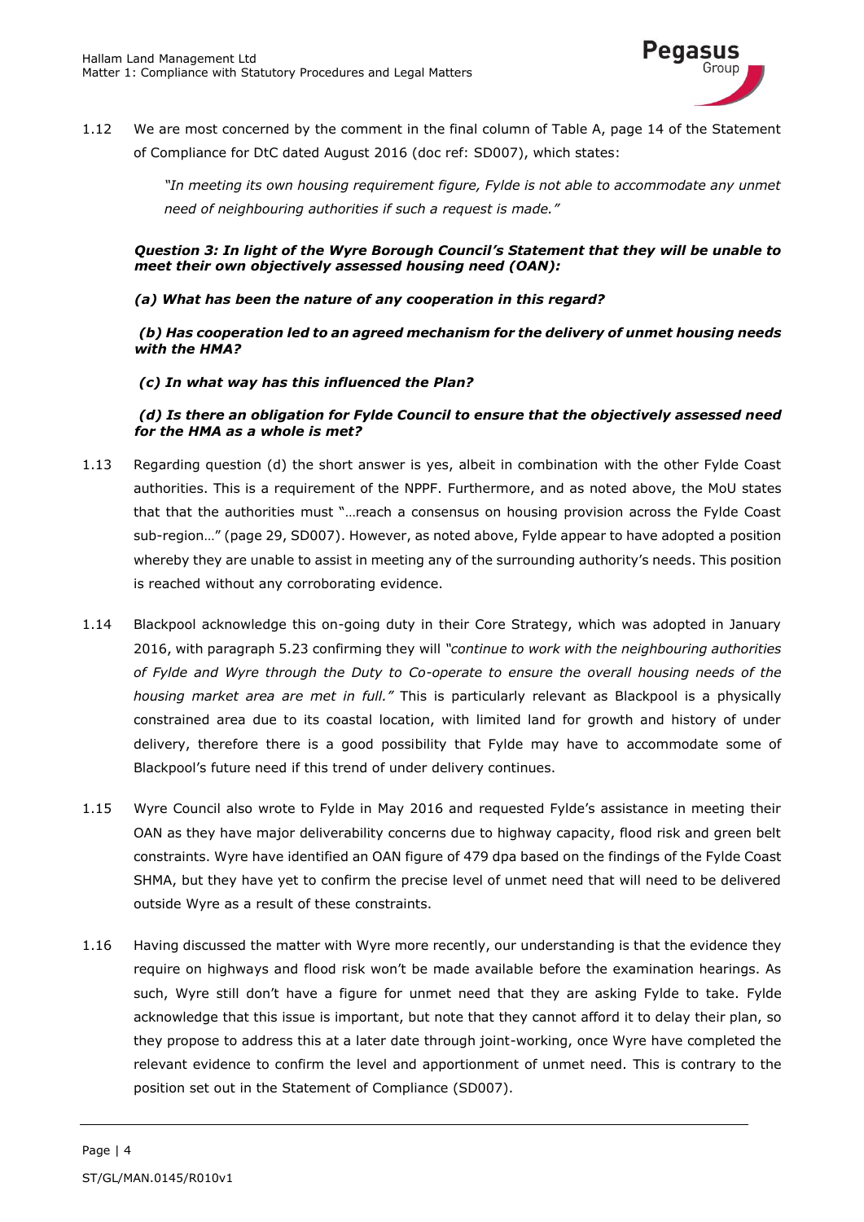1.12 We are most concerned by the comment in the final column of Table A, page 14 of the Statement of Compliance for DtC dated August 2016 (doc ref: SD007), which states:

> *"In meeting its own housing requirement figure, Fylde is not able to accommodate any unmet need of neighbouring authorities if such a request is made."*

***Question 3: In light of the Wyre Borough Council's Statement that they will be unable to meet their own objectively assessed housing need (OAN):***

***(a) What has been the nature of any cooperation in this regard?***

***(b) Has cooperation led to an agreed mechanism for the delivery of unmet housing needs with the HMA?***

***(c) In what way has this influenced the Plan?***

***(d) Is there an obligation for Fylde Council to ensure that the objectively assessed need for the HMA as a whole is met?***

1.13 Regarding question (d) the short answer is yes, albeit in combination with the other Fylde Coast authorities. This is a requirement of the NPPF. Furthermore, and as noted above, the MoU states that that the authorities must "…reach a consensus on housing provision across the Fylde Coast sub-region…" (page 29, SD007). However, as noted above, Fylde appear to have adopted a position whereby they are unable to assist in meeting any of the surrounding authority's needs. This position is reached without any corroborating evidence.

1.14 Blackpool acknowledge this on-going duty in their Core Strategy, which was adopted in January 2016, with paragraph 5.23 confirming they will *"continue to work with the neighbouring authorities of Fylde and Wyre through the Duty to Co-operate to ensure the overall housing needs of the housing market area are met in full."* This is particularly relevant as Blackpool is a physically constrained area due to its coastal location, with limited land for growth and history of under delivery, therefore there is a good possibility that Fylde may have to accommodate some of Blackpool's future need if this trend of under delivery continues.

1.15 Wyre Council also wrote to Fylde in May 2016 and requested Fylde's assistance in meeting their OAN as they have major deliverability concerns due to highway capacity, flood risk and green belt constraints. Wyre have identified an OAN figure of 479 dpa based on the findings of the Fylde Coast SHMA, but they have yet to confirm the precise level of unmet need that will need to be delivered outside Wyre as a result of these constraints.

1.16 Having discussed the matter with Wyre more recently, our understanding is that the evidence they require on highways and flood risk won't be made available before the examination hearings. As such, Wyre still don't have a figure for unmet need that they are asking Fylde to take. Fylde acknowledge that this issue is important, but note that they cannot afford it to delay their plan, so they propose to address this at a later date through joint-working, once Wyre have completed the relevant evidence to confirm the level and apportionment of unmet need. This is contrary to the position set out in the Statement of Compliance (SD007).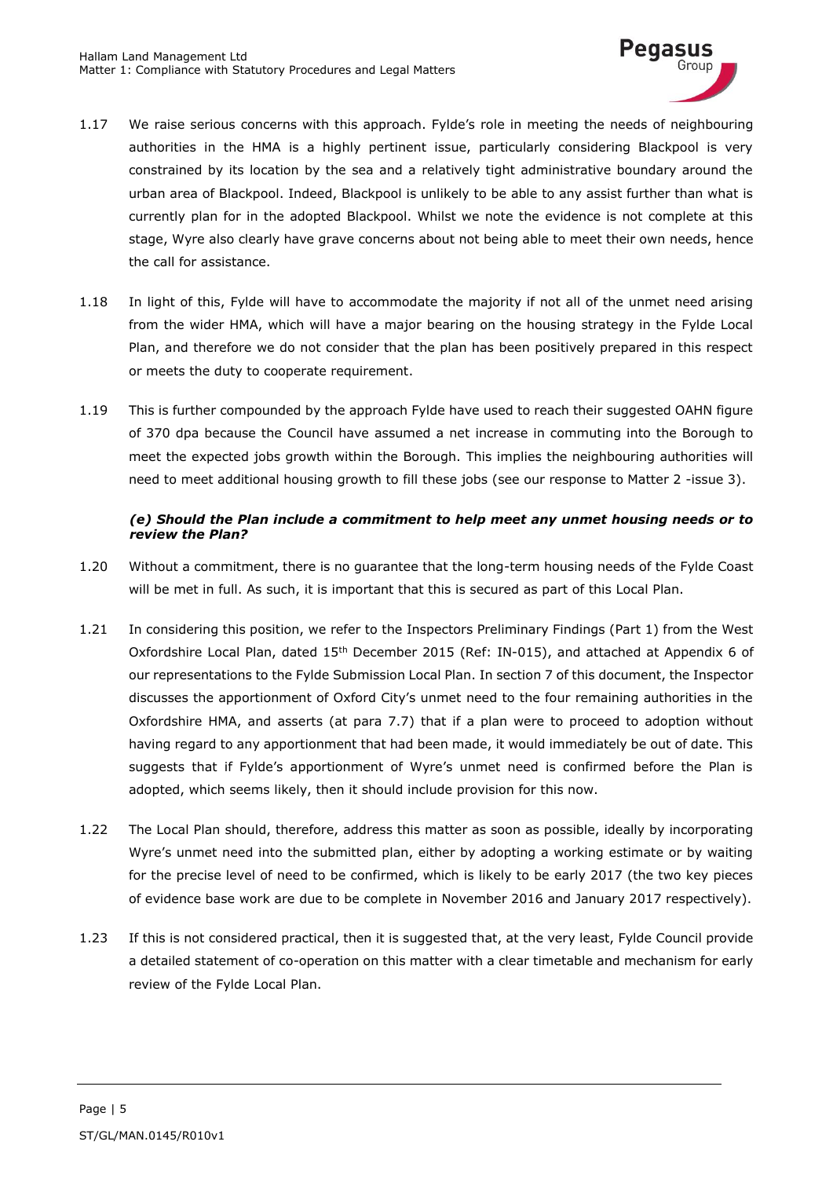1.17 We raise serious concerns with this approach. Fylde's role in meeting the needs of neighbouring authorities in the HMA is a highly pertinent issue, particularly considering Blackpool is very constrained by its location by the sea and a relatively tight administrative boundary around the urban area of Blackpool. Indeed, Blackpool is unlikely to be able to any assist further than what is currently plan for in the adopted Blackpool. Whilst we note the evidence is not complete at this stage, Wyre also clearly have grave concerns about not being able to meet their own needs, hence the call for assistance.

1.18 In light of this, Fylde will have to accommodate the majority if not all of the unmet need arising from the wider HMA, which will have a major bearing on the housing strategy in the Fylde Local Plan, and therefore we do not consider that the plan has been positively prepared in this respect or meets the duty to cooperate requirement.

1.19 This is further compounded by the approach Fylde have used to reach their suggested OAHN figure of 370 dpa because the Council have assumed a net increase in commuting into the Borough to meet the expected jobs growth within the Borough. This implies the neighbouring authorities will need to meet additional housing growth to fill these jobs (see our response to Matter 2 -issue 3).

***(e) Should the Plan include a commitment to help meet any unmet housing needs or to review the Plan?***

1.20 Without a commitment, there is no guarantee that the long-term housing needs of the Fylde Coast will be met in full. As such, it is important that this is secured as part of this Local Plan.

1.21 In considering this position, we refer to the Inspectors Preliminary Findings (Part 1) from the West Oxfordshire Local Plan, dated 15th December 2015 (Ref: IN-015), and attached at Appendix 6 of our representations to the Fylde Submission Local Plan. In section 7 of this document, the Inspector discusses the apportionment of Oxford City's unmet need to the four remaining authorities in the Oxfordshire HMA, and asserts (at para 7.7) that if a plan were to proceed to adoption without having regard to any apportionment that had been made, it would immediately be out of date. This suggests that if Fylde's apportionment of Wyre's unmet need is confirmed before the Plan is adopted, which seems likely, then it should include provision for this now.

1.22 The Local Plan should, therefore, address this matter as soon as possible, ideally by incorporating Wyre's unmet need into the submitted plan, either by adopting a working estimate or by waiting for the precise level of need to be confirmed, which is likely to be early 2017 (the two key pieces of evidence base work are due to be complete in November 2016 and January 2017 respectively).

1.23 If this is not considered practical, then it is suggested that, at the very least, Fylde Council provide a detailed statement of co-operation on this matter with a clear timetable and mechanism for early review of the Fylde Local Plan.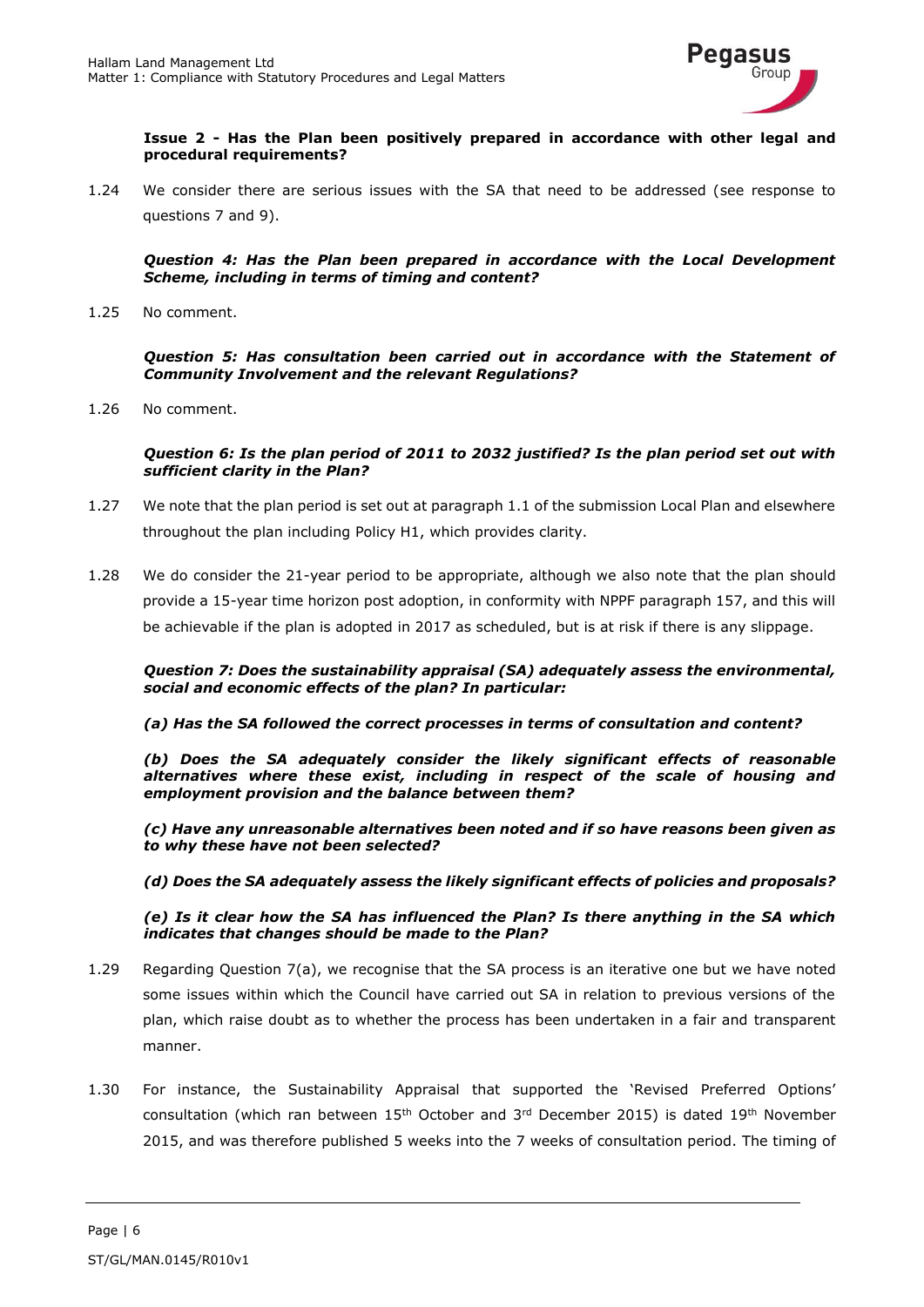**Issue 2 - Has the Plan been positively prepared in accordance with other legal and procedural requirements?**

1.24 We consider there are serious issues with the SA that need to be addressed (see response to questions 7 and 9).

***Question 4: Has the Plan been prepared in accordance with the Local Development Scheme, including in terms of timing and content?***

1.25 No comment.

***Question 5: Has consultation been carried out in accordance with the Statement of Community Involvement and the relevant Regulations?***

1.26 No comment.

***Question 6: Is the plan period of 2011 to 2032 justified? Is the plan period set out with sufficient clarity in the Plan?***

1.27 We note that the plan period is set out at paragraph 1.1 of the submission Local Plan and elsewhere throughout the plan including Policy H1, which provides clarity.

1.28 We do consider the 21-year period to be appropriate, although we also note that the plan should provide a 15-year time horizon post adoption, in conformity with NPPF paragraph 157, and this will be achievable if the plan is adopted in 2017 as scheduled, but is at risk if there is any slippage.

***Question 7: Does the sustainability appraisal (SA) adequately assess the environmental, social and economic effects of the plan? In particular:***

***(a) Has the SA followed the correct processes in terms of consultation and content?***

***(b) Does the SA adequately consider the likely significant effects of reasonable alternatives where these exist, including in respect of the scale of housing and employment provision and the balance between them?***

***(c) Have any unreasonable alternatives been noted and if so have reasons been given as to why these have not been selected?***

***(d) Does the SA adequately assess the likely significant effects of policies and proposals?***

***(e) Is it clear how the SA has influenced the Plan? Is there anything in the SA which indicates that changes should be made to the Plan?***

1.29 Regarding Question 7(a), we recognise that the SA process is an iterative one but we have noted some issues within which the Council have carried out SA in relation to previous versions of the plan, which raise doubt as to whether the process has been undertaken in a fair and transparent manner.

1.30 For instance, the Sustainability Appraisal that supported the 'Revised Preferred Options' consultation (which ran between 15th October and 3rd December 2015) is dated 19th November 2015, and was therefore published 5 weeks into the 7 weeks of consultation period. The timing of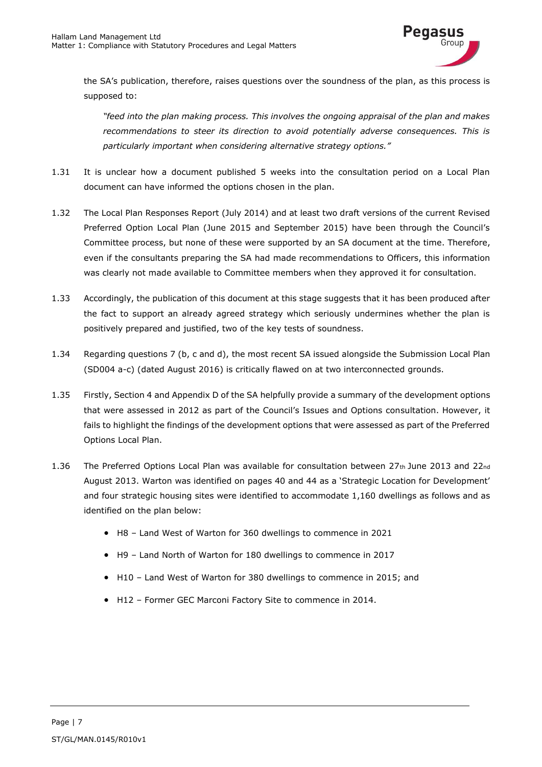the SA's publication, therefore, raises questions over the soundness of the plan, as this process is supposed to:

> *"feed into the plan making process. This involves the ongoing appraisal of the plan and makes recommendations to steer its direction to avoid potentially adverse consequences. This is particularly important when considering alternative strategy options."*

1.31 It is unclear how a document published 5 weeks into the consultation period on a Local Plan document can have informed the options chosen in the plan.

1.32 The Local Plan Responses Report (July 2014) and at least two draft versions of the current Revised Preferred Option Local Plan (June 2015 and September 2015) have been through the Council's Committee process, but none of these were supported by an SA document at the time. Therefore, even if the consultants preparing the SA had made recommendations to Officers, this information was clearly not made available to Committee members when they approved it for consultation.

1.33 Accordingly, the publication of this document at this stage suggests that it has been produced after the fact to support an already agreed strategy which seriously undermines whether the plan is positively prepared and justified, two of the key tests of soundness.

1.34 Regarding questions 7 (b, c and d), the most recent SA issued alongside the Submission Local Plan (SD004 a-c) (dated August 2016) is critically flawed on at two interconnected grounds.

1.35 Firstly, Section 4 and Appendix D of the SA helpfully provide a summary of the development options that were assessed in 2012 as part of the Council's Issues and Options consultation. However, it fails to highlight the findings of the development options that were assessed as part of the Preferred Options Local Plan.

1.36 The Preferred Options Local Plan was available for consultation between 27th June 2013 and 22nd August 2013. Warton was identified on pages 40 and 44 as a 'Strategic Location for Development' and four strategic housing sites were identified to accommodate 1,160 dwellings as follows and as identified on the plan below:

- H8 – Land West of Warton for 360 dwellings to commence in 2021
- H9 – Land North of Warton for 180 dwellings to commence in 2017
- H10 – Land West of Warton for 380 dwellings to commence in 2015; and
- H12 – Former GEC Marconi Factory Site to commence in 2014.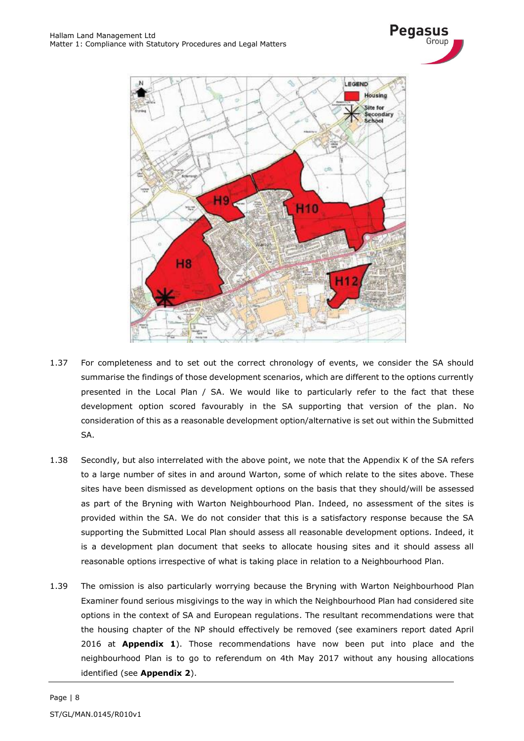1.37 For completeness and to set out the correct chronology of events, we consider the SA should summarise the findings of those development scenarios, which are different to the options currently presented in the Local Plan / SA. We would like to particularly refer to the fact that these development option scored favourably in the SA supporting that version of the plan. No consideration of this as a reasonable development option/alternative is set out within the Submitted SA.

1.38 Secondly, but also interrelated with the above point, we note that the Appendix K of the SA refers to a large number of sites in and around Warton, some of which relate to the sites above. These sites have been dismissed as development options on the basis that they should/will be assessed as part of the Bryning with Warton Neighbourhood Plan. Indeed, no assessment of the sites is provided within the SA. We do not consider that this is a satisfactory response because the SA supporting the Submitted Local Plan should assess all reasonable development options. Indeed, it is a development plan document that seeks to allocate housing sites and it should assess all reasonable options irrespective of what is taking place in relation to a Neighbourhood Plan.

1.39 The omission is also particularly worrying because the Bryning with Warton Neighbourhood Plan Examiner found serious misgivings to the way in which the Neighbourhood Plan had considered site options in the context of SA and European regulations. The resultant recommendations were that the housing chapter of the NP should effectively be removed (see examiners report dated April 2016 at **Appendix 1**). Those recommendations have now been put into place and the neighbourhood Plan is to go to referendum on 4th May 2017 without any housing allocations identified (see **Appendix 2**).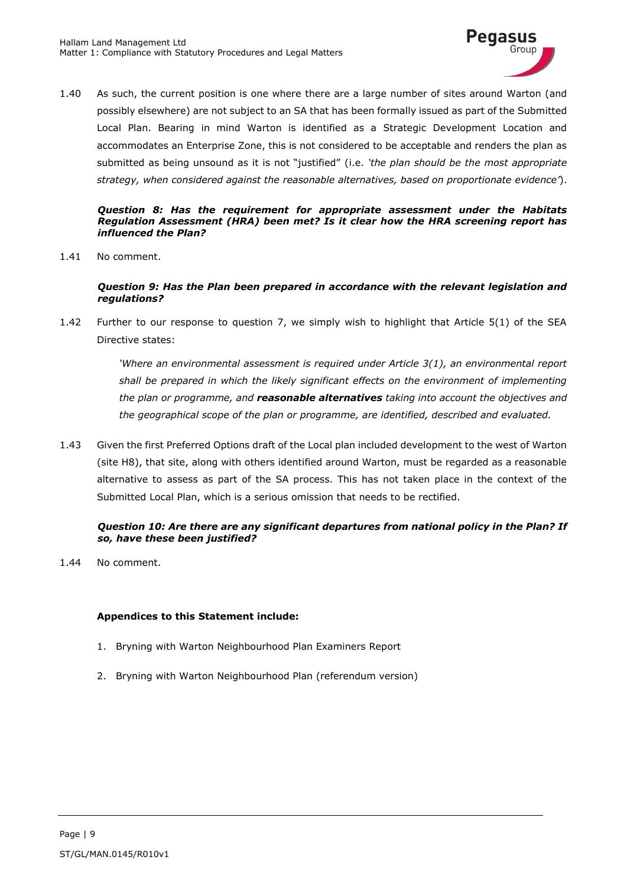1.40 As such, the current position is one where there are a large number of sites around Warton (and possibly elsewhere) are not subject to an SA that has been formally issued as part of the Submitted Local Plan. Bearing in mind Warton is identified as a Strategic Development Location and accommodates an Enterprise Zone, this is not considered to be acceptable and renders the plan as submitted as being unsound as it is not "justified" (i.e. *'the plan should be the most appropriate strategy, when considered against the reasonable alternatives, based on proportionate evidence'*).

***Question 8: Has the requirement for appropriate assessment under the Habitats Regulation Assessment (HRA) been met? Is it clear how the HRA screening report has influenced the Plan?***

1.41 No comment.

***Question 9: Has the Plan been prepared in accordance with the relevant legislation and regulations?***

1.42 Further to our response to question 7, we simply wish to highlight that Article 5(1) of the SEA Directive states:

> *'Where an environmental assessment is required under Article 3(1), an environmental report shall be prepared in which the likely significant effects on the environment of implementing the plan or programme, and **reasonable alternatives** taking into account the objectives and the geographical scope of the plan or programme, are identified, described and evaluated.*

1.43 Given the first Preferred Options draft of the Local plan included development to the west of Warton (site H8), that site, along with others identified around Warton, must be regarded as a reasonable alternative to assess as part of the SA process. This has not taken place in the context of the Submitted Local Plan, which is a serious omission that needs to be rectified.

***Question 10: Are there are any significant departures from national policy in the Plan? If so, have these been justified?***

1.44 No comment.

**Appendices to this Statement include:**

1. Bryning with Warton Neighbourhood Plan Examiners Report
2. Bryning with Warton Neighbourhood Plan (referendum version)